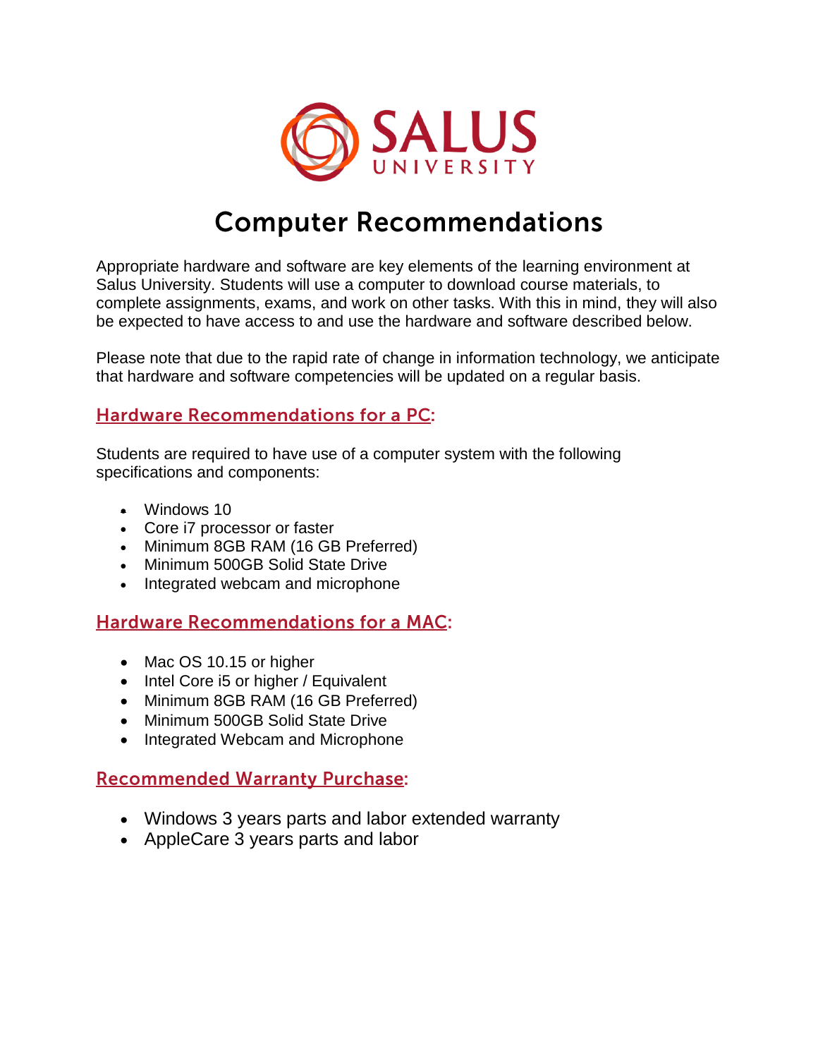SALUS UNIVERSITY

# Computer Recommendations

Appropriate hardware and software are key elements of the learning environment at Salus University. Students will use a computer to download course materials, to complete assignments, exams, and work on other tasks. With this in mind, they will also be expected to have access to and use the hardware and software described below.

Please note that due to the rapid rate of change in information technology, we anticipate that hardware and software competencies will be updated on a regular basis.

## Hardware Recommendations for a PC:

Students are required to have use of a computer system with the following specifications and components:

- Windows 10
- Core i7 processor or faster
- Minimum 8GB RAM (16 GB Preferred)
- Minimum 500GB Solid State Drive
- Integrated webcam and microphone

## Hardware Recommendations for a MAC:

- Mac OS 10.15 or higher
- Intel Core i5 or higher / Equivalent
- Minimum 8GB RAM (16 GB Preferred)
- Minimum 500GB Solid State Drive
- Integrated Webcam and Microphone

## Recommended Warranty Purchase:

- Windows 3 years parts and labor extended warranty
- AppleCare 3 years parts and labor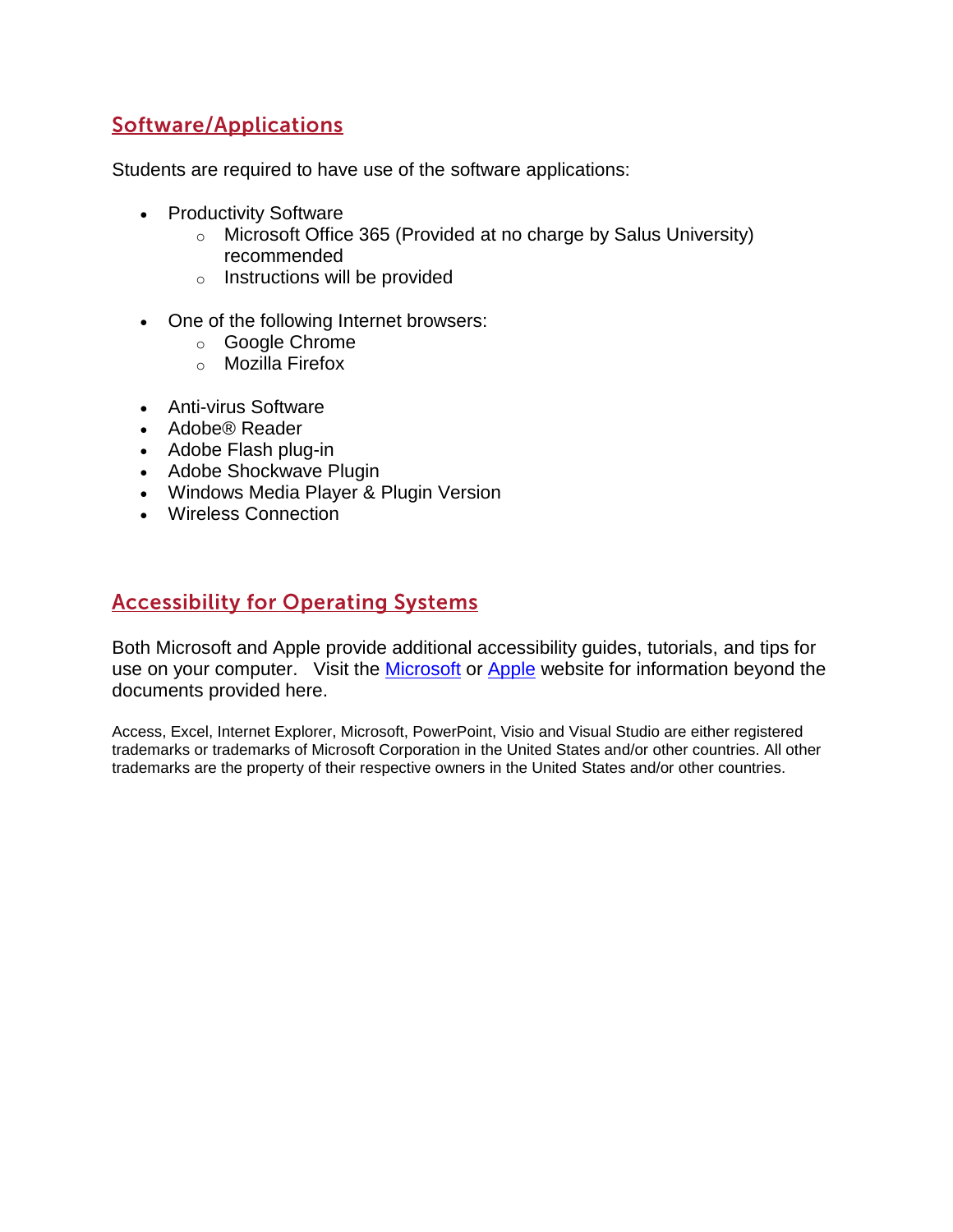## Software/Applications

Students are required to have use of the software applications:

- Productivity Software
  - Microsoft Office 365 (Provided at no charge by Salus University) recommended
  - Instructions will be provided

- One of the following Internet browsers:
  - Google Chrome
  - Mozilla Firefox

- Anti-virus Software
- Adobe® Reader
- Adobe Flash plug-in
- Adobe Shockwave Plugin
- Windows Media Player & Plugin Version
- Wireless Connection

## Accessibility for Operating Systems

Both Microsoft and Apple provide additional accessibility guides, tutorials, and tips for use on your computer. Visit the Microsoft or Apple website for information beyond the documents provided here.

Access, Excel, Internet Explorer, Microsoft, PowerPoint, Visio and Visual Studio are either registered trademarks or trademarks of Microsoft Corporation in the United States and/or other countries. All other trademarks are the property of their respective owners in the United States and/or other countries.